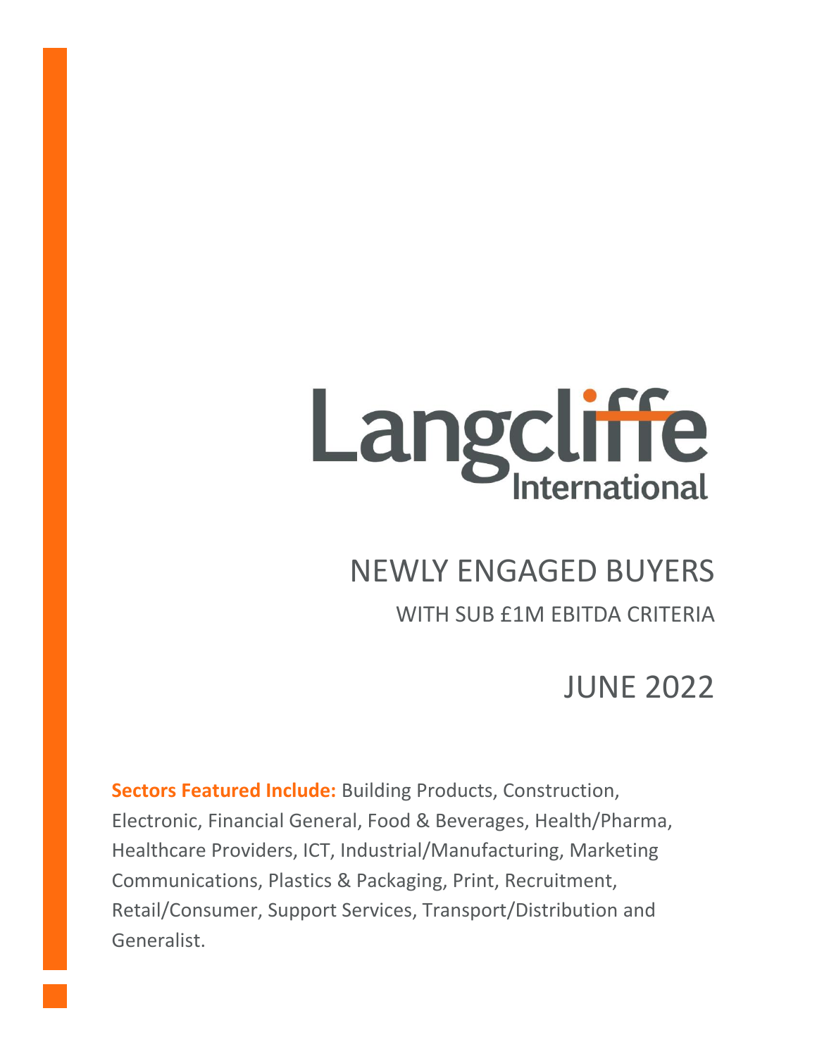Langcliffe International

# NEWLY ENGAGED BUYERS

## WITH SUB £1M EBITDA CRITERIA

## JUNE 2022

**Sectors Featured Include:** Building Products, Construction, Electronic, Financial General, Food & Beverages, Health/Pharma, Healthcare Providers, ICT, Industrial/Manufacturing, Marketing Communications, Plastics & Packaging, Print, Recruitment, Retail/Consumer, Support Services, Transport/Distribution and Generalist.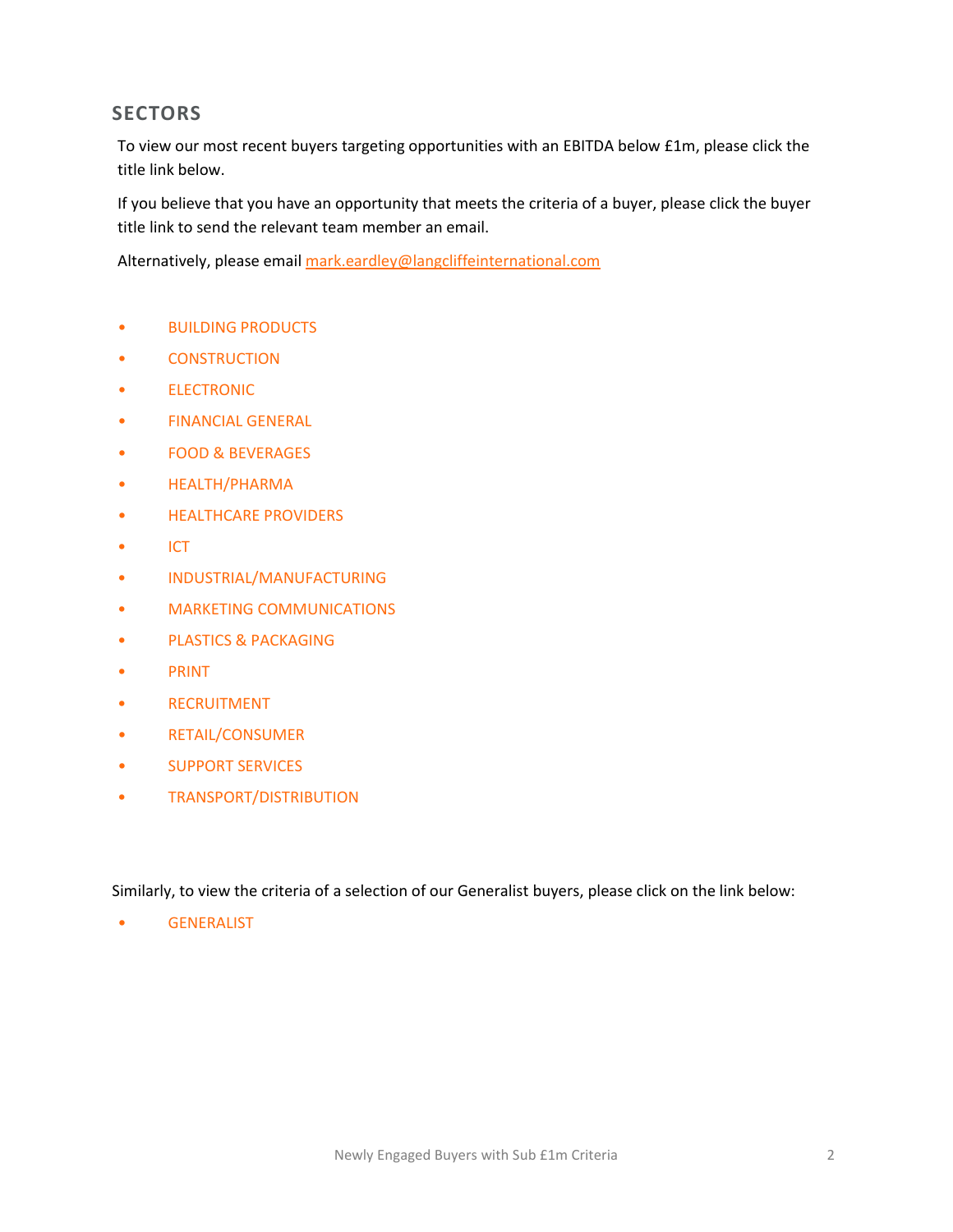## SECTORS

To view our most recent buyers targeting opportunities with an EBITDA below £1m, please click the title link below.

If you believe that you have an opportunity that meets the criteria of a buyer, please click the buyer title link to send the relevant team member an email.

Alternatively, please email mark.eardley@langcliffeinternational.com

- BUILDING PRODUCTS
- CONSTRUCTION
- ELECTRONIC
- FINANCIAL GENERAL
- FOOD & BEVERAGES
- HEALTH/PHARMA
- HEALTHCARE PROVIDERS
- ICT
- INDUSTRIAL/MANUFACTURING
- MARKETING COMMUNICATIONS
- PLASTICS & PACKAGING
- PRINT
- RECRUITMENT
- RETAIL/CONSUMER
- SUPPORT SERVICES
- TRANSPORT/DISTRIBUTION

Similarly, to view the criteria of a selection of our Generalist buyers, please click on the link below:

- GENERALIST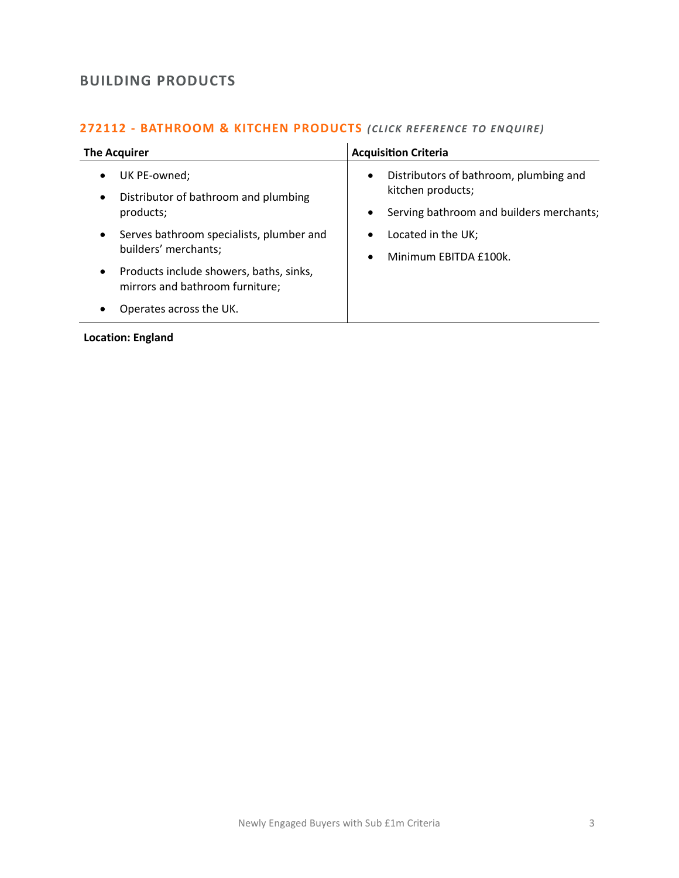## BUILDING PRODUCTS

### 272112 - BATHROOM & KITCHEN PRODUCTS *(CLICK REFERENCE TO ENQUIRE)*

| The Acquirer | Acquisition Criteria |
|---|---|
| • UK PE-owned;<br>• Distributor of bathroom and plumbing products;<br>• Serves bathroom specialists, plumber and builders' merchants;<br>• Products include showers, baths, sinks, mirrors and bathroom furniture;<br>• Operates across the UK. | • Distributors of bathroom, plumbing and kitchen products;<br>• Serving bathroom and builders merchants;<br>• Located in the UK;<br>• Minimum EBITDA £100k. |

**Location: England**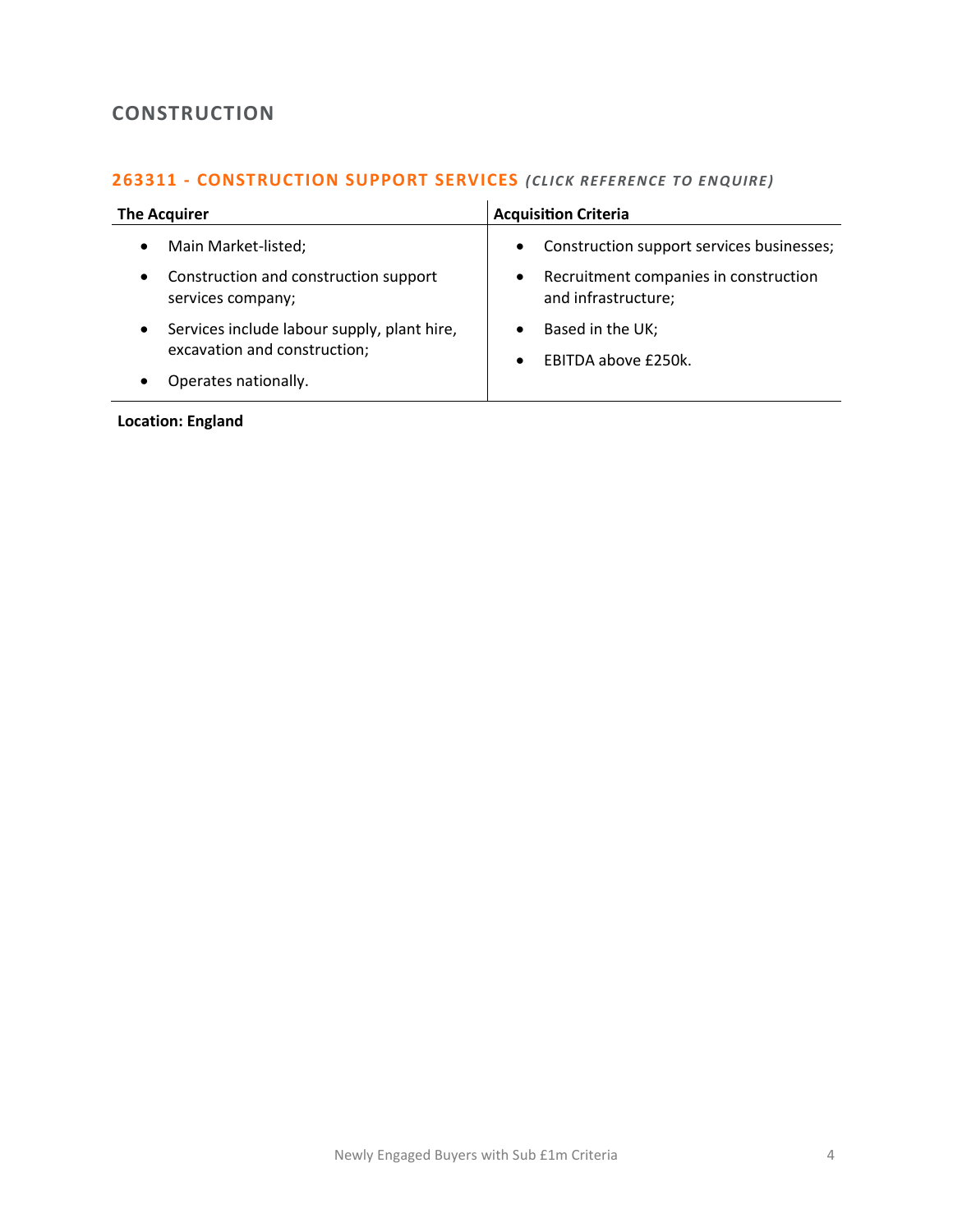## CONSTRUCTION

### 263311 - CONSTRUCTION SUPPORT SERVICES *(CLICK REFERENCE TO ENQUIRE)*

| The Acquirer | Acquisition Criteria |
|---|---|
| • Main Market-listed;<br>• Construction and construction support services company;<br>• Services include labour supply, plant hire, excavation and construction;<br>• Operates nationally. | • Construction support services businesses;<br>• Recruitment companies in construction and infrastructure;<br>• Based in the UK;<br>• EBITDA above £250k. |

**Location: England**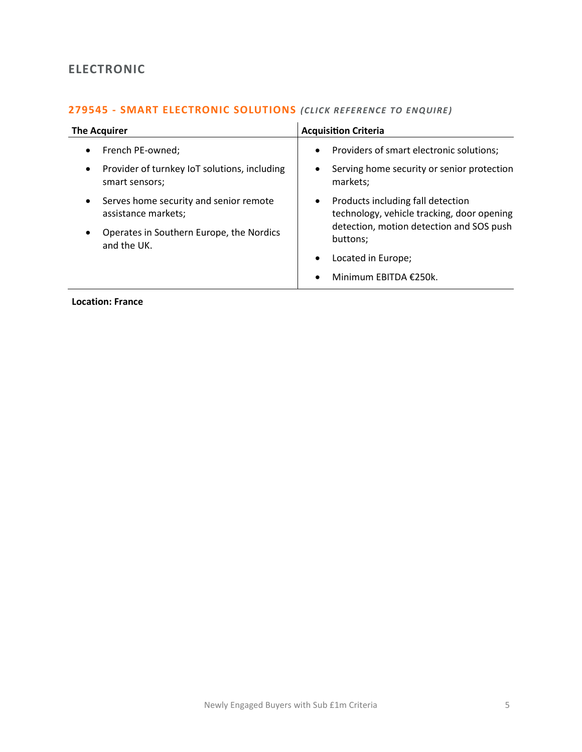## ELECTRONIC

### 279545 - SMART ELECTRONIC SOLUTIONS *(CLICK REFERENCE TO ENQUIRE)*

| The Acquirer | Acquisition Criteria |
|---|---|
| • French PE-owned;<br>• Provider of turnkey IoT solutions, including smart sensors;<br>• Serves home security and senior remote assistance markets;<br>• Operates in Southern Europe, the Nordics and the UK. | • Providers of smart electronic solutions;<br>• Serving home security or senior protection markets;<br>• Products including fall detection technology, vehicle tracking, door opening detection, motion detection and SOS push buttons;<br>• Located in Europe;<br>• Minimum EBITDA €250k. |

**Location: France**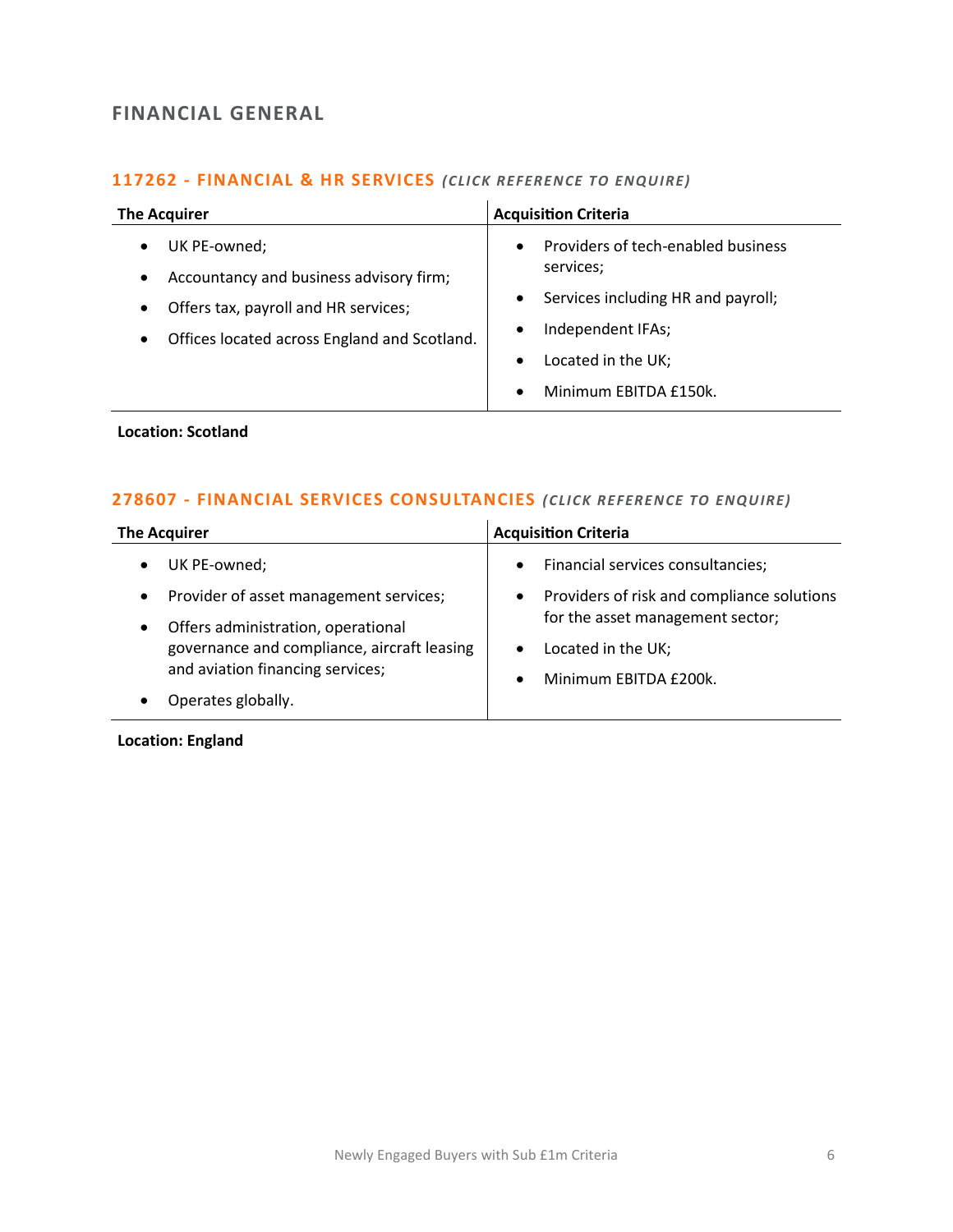## FINANCIAL GENERAL

### 117262 - FINANCIAL & HR SERVICES *(CLICK REFERENCE TO ENQUIRE)*

| The Acquirer | Acquisition Criteria |
|---|---|
| • UK PE-owned;<br>• Accountancy and business advisory firm;<br>• Offers tax, payroll and HR services;<br>• Offices located across England and Scotland. | • Providers of tech-enabled business services;<br>• Services including HR and payroll;<br>• Independent IFAs;<br>• Located in the UK;<br>• Minimum EBITDA £150k. |

**Location: Scotland**

### 278607 - FINANCIAL SERVICES CONSULTANCIES *(CLICK REFERENCE TO ENQUIRE)*

| The Acquirer | Acquisition Criteria |
|---|---|
| • UK PE-owned;<br>• Provider of asset management services;<br>• Offers administration, operational governance and compliance, aircraft leasing and aviation financing services;<br>• Operates globally. | • Financial services consultancies;<br>• Providers of risk and compliance solutions for the asset management sector;<br>• Located in the UK;<br>• Minimum EBITDA £200k. |

**Location: England**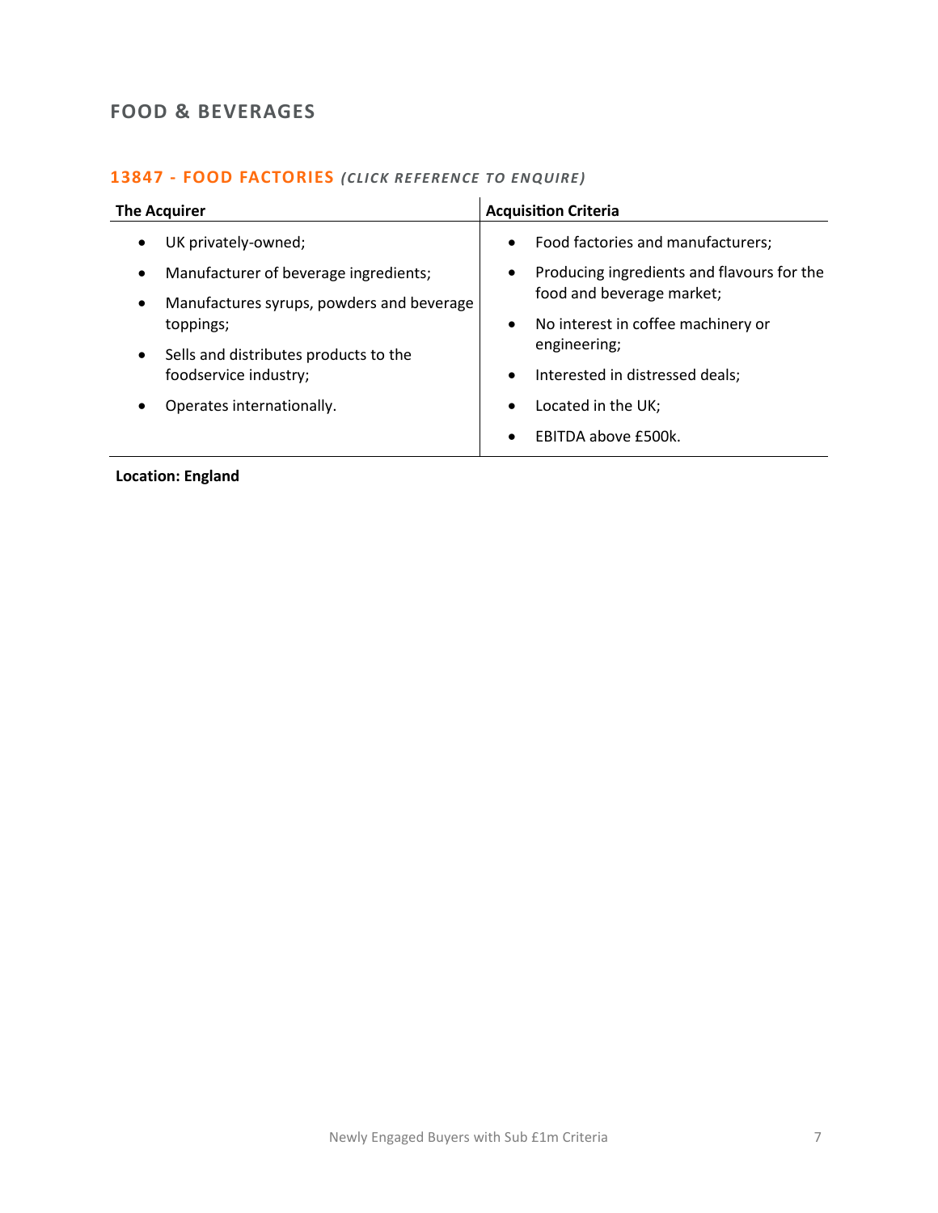## FOOD & BEVERAGES

### 13847 - FOOD FACTORIES *(CLICK REFERENCE TO ENQUIRE)*

| The Acquirer | Acquisition Criteria |
|---|---|
| • UK privately-owned;<br>• Manufacturer of beverage ingredients;<br>• Manufactures syrups, powders and beverage toppings;<br>• Sells and distributes products to the foodservice industry;<br>• Operates internationally. | • Food factories and manufacturers;<br>• Producing ingredients and flavours for the food and beverage market;<br>• No interest in coffee machinery or engineering;<br>• Interested in distressed deals;<br>• Located in the UK;<br>• EBITDA above £500k. |

**Location: England**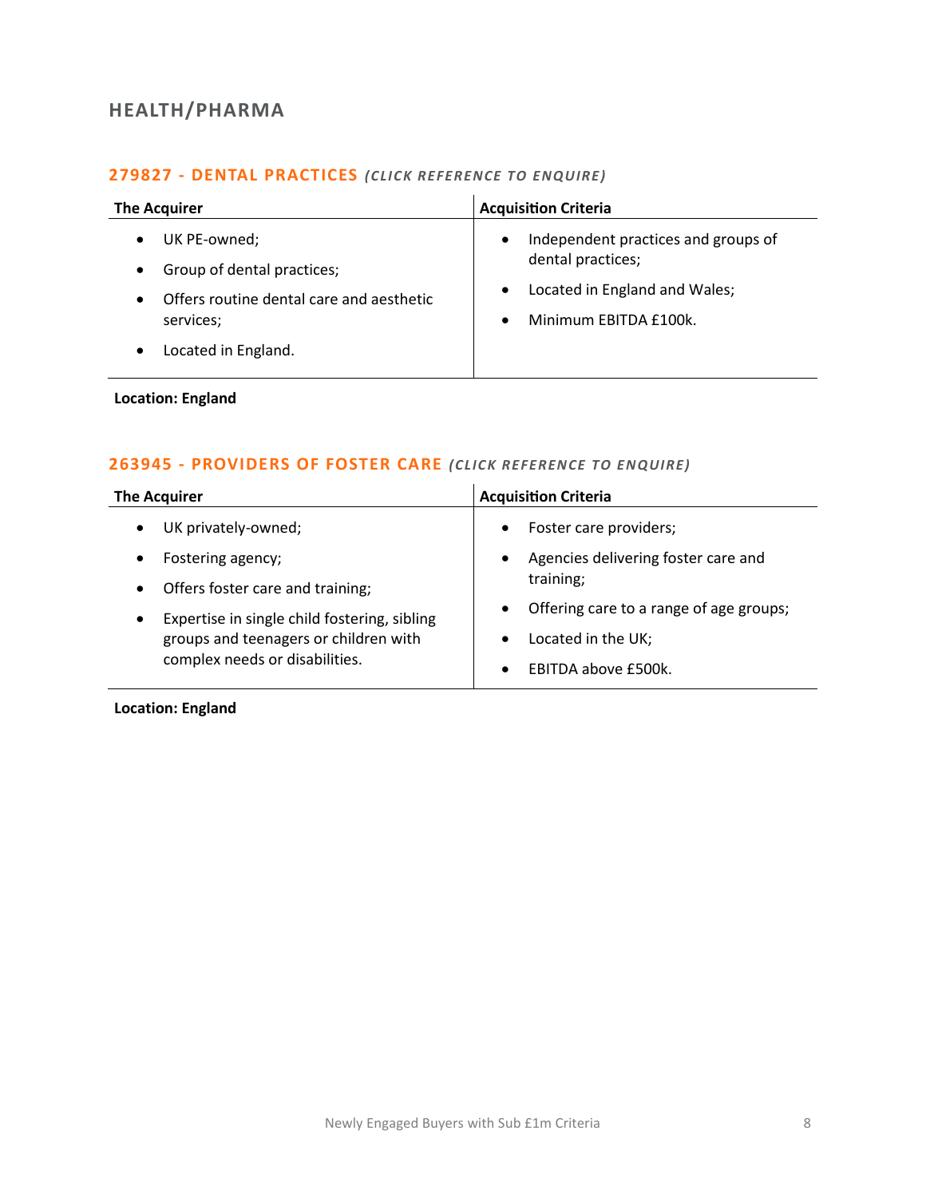## HEALTH/PHARMA

### 279827 - DENTAL PRACTICES *(CLICK REFERENCE TO ENQUIRE)*

| The Acquirer | Acquisition Criteria |
|---|---|
| • UK PE-owned;<br>• Group of dental practices;<br>• Offers routine dental care and aesthetic services;<br>• Located in England. | • Independent practices and groups of dental practices;<br>• Located in England and Wales;<br>• Minimum EBITDA £100k. |

**Location: England**

### 263945 - PROVIDERS OF FOSTER CARE *(CLICK REFERENCE TO ENQUIRE)*

| The Acquirer | Acquisition Criteria |
|---|---|
| • UK privately-owned;<br>• Fostering agency;<br>• Offers foster care and training;<br>• Expertise in single child fostering, sibling groups and teenagers or children with complex needs or disabilities. | • Foster care providers;<br>• Agencies delivering foster care and training;<br>• Offering care to a range of age groups;<br>• Located in the UK;<br>• EBITDA above £500k. |

**Location: England**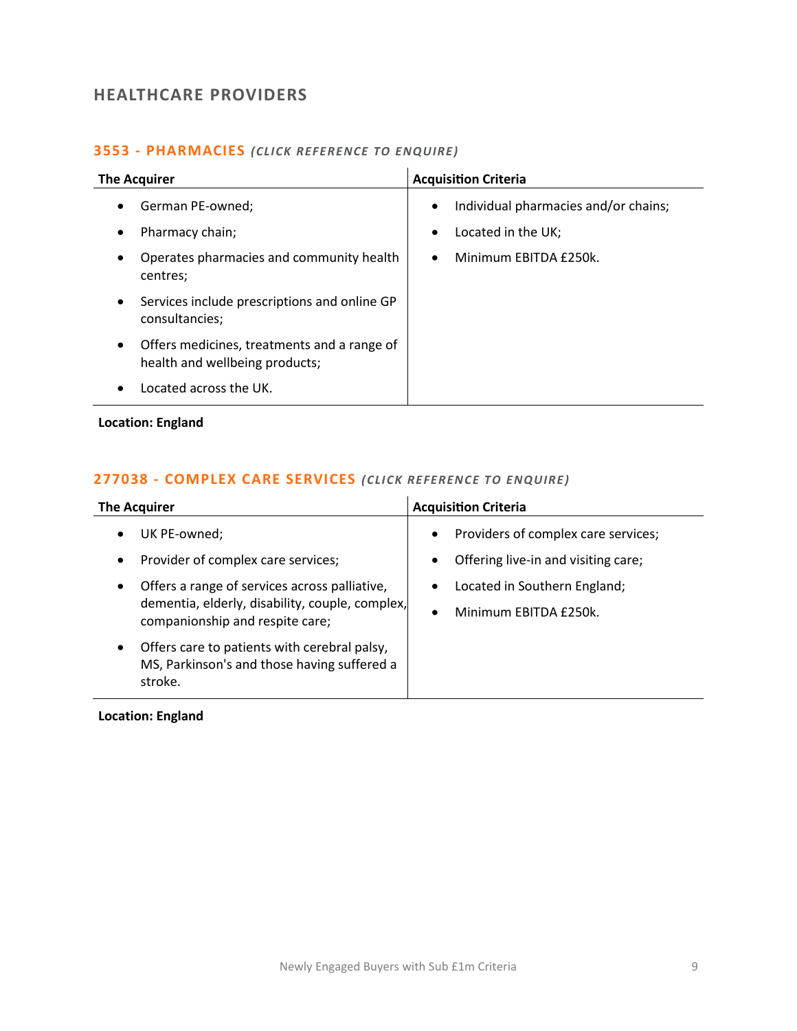## HEALTHCARE PROVIDERS

### 3553 - PHARMACIES *(CLICK REFERENCE TO ENQUIRE)*

| The Acquirer | Acquisition Criteria |
|---|---|
| • German PE-owned;<br>• Pharmacy chain;<br>• Operates pharmacies and community health centres;<br>• Services include prescriptions and online GP consultancies;<br>• Offers medicines, treatments and a range of health and wellbeing products;<br>• Located across the UK. | • Individual pharmacies and/or chains;<br>• Located in the UK;<br>• Minimum EBITDA £250k. |

**Location: England**

### 277038 - COMPLEX CARE SERVICES *(CLICK REFERENCE TO ENQUIRE)*

| The Acquirer | Acquisition Criteria |
|---|---|
| • UK PE-owned;<br>• Provider of complex care services;<br>• Offers a range of services across palliative, dementia, elderly, disability, couple, complex, companionship and respite care;<br>• Offers care to patients with cerebral palsy, MS, Parkinson's and those having suffered a stroke. | • Providers of complex care services;<br>• Offering live-in and visiting care;<br>• Located in Southern England;<br>• Minimum EBITDA £250k. |

**Location: England**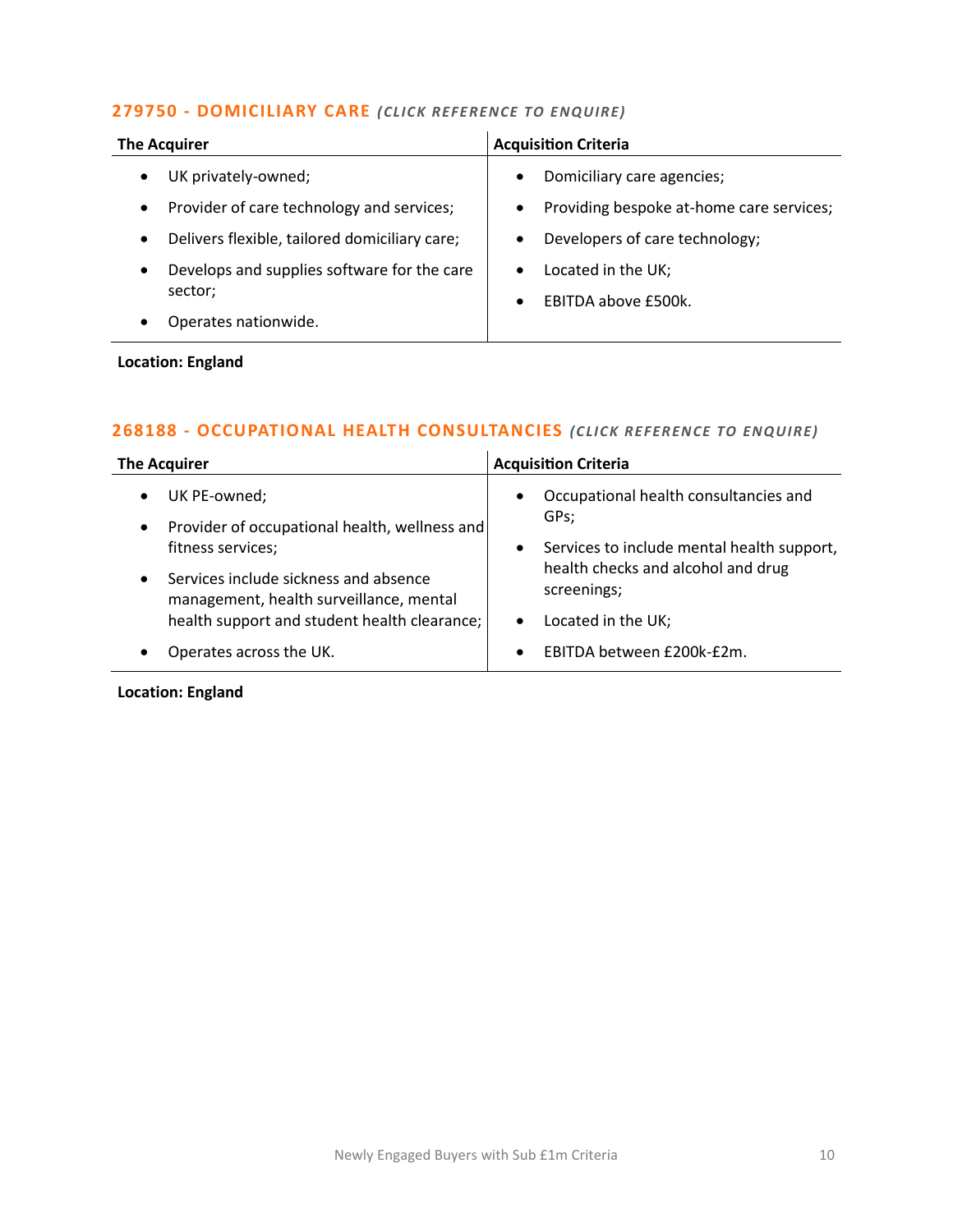## 279750 - DOMICILIARY CARE *(CLICK REFERENCE TO ENQUIRE)*

| The Acquirer | Acquisition Criteria |
|---|---|
| <ul><li>UK privately-owned;</li><li>Provider of care technology and services;</li><li>Delivers flexible, tailored domiciliary care;</li><li>Develops and supplies software for the care sector;</li><li>Operates nationwide.</li></ul> | <ul><li>Domiciliary care agencies;</li><li>Providing bespoke at-home care services;</li><li>Developers of care technology;</li><li>Located in the UK;</li><li>EBITDA above £500k.</li></ul> |

**Location: England**

## 268188 - OCCUPATIONAL HEALTH CONSULTANCIES *(CLICK REFERENCE TO ENQUIRE)*

| The Acquirer | Acquisition Criteria |
|---|---|
| <ul><li>UK PE-owned;</li><li>Provider of occupational health, wellness and fitness services;</li><li>Services include sickness and absence management, health surveillance, mental health support and student health clearance;</li><li>Operates across the UK.</li></ul> | <ul><li>Occupational health consultancies and GPs;</li><li>Services to include mental health support, health checks and alcohol and drug screenings;</li><li>Located in the UK;</li><li>EBITDA between £200k-£2m.</li></ul> |

**Location: England**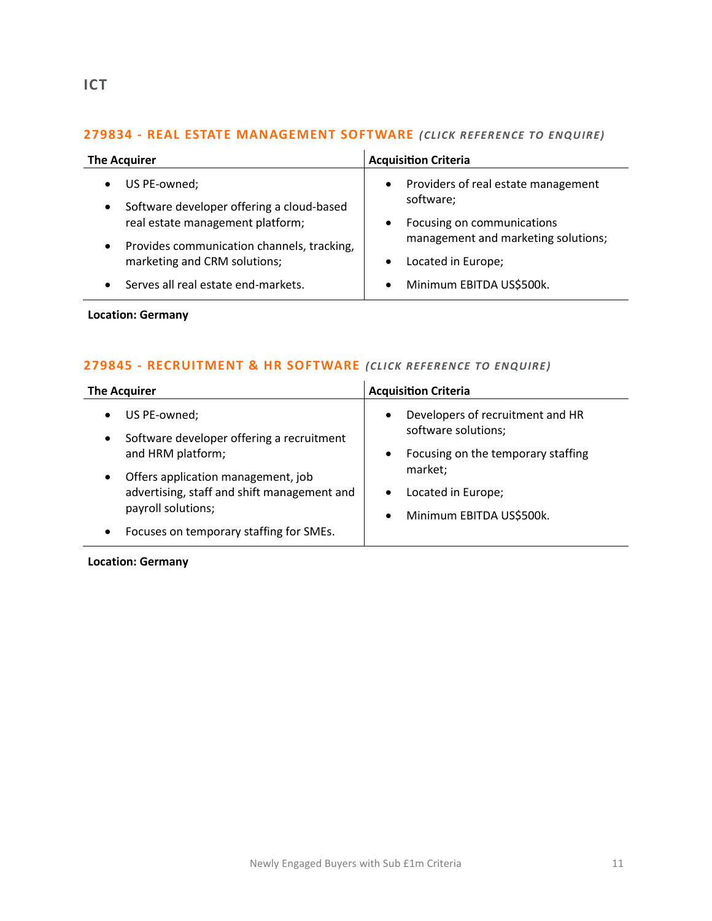# ICT

## 279834 - REAL ESTATE MANAGEMENT SOFTWARE *(CLICK REFERENCE TO ENQUIRE)*

| The Acquirer | Acquisition Criteria |
|---|---|
| • US PE-owned;<br>• Software developer offering a cloud-based real estate management platform;<br>• Provides communication channels, tracking, marketing and CRM solutions;<br>• Serves all real estate end-markets. | • Providers of real estate management software;<br>• Focusing on communications management and marketing solutions;<br>• Located in Europe;<br>• Minimum EBITDA US$500k. |

**Location: Germany**

## 279845 - RECRUITMENT & HR SOFTWARE *(CLICK REFERENCE TO ENQUIRE)*

| The Acquirer | Acquisition Criteria |
|---|---|
| • US PE-owned;<br>• Software developer offering a recruitment and HRM platform;<br>• Offers application management, job advertising, staff and shift management and payroll solutions;<br>• Focuses on temporary staffing for SMEs. | • Developers of recruitment and HR software solutions;<br>• Focusing on the temporary staffing market;<br>• Located in Europe;<br>• Minimum EBITDA US$500k. |

**Location: Germany**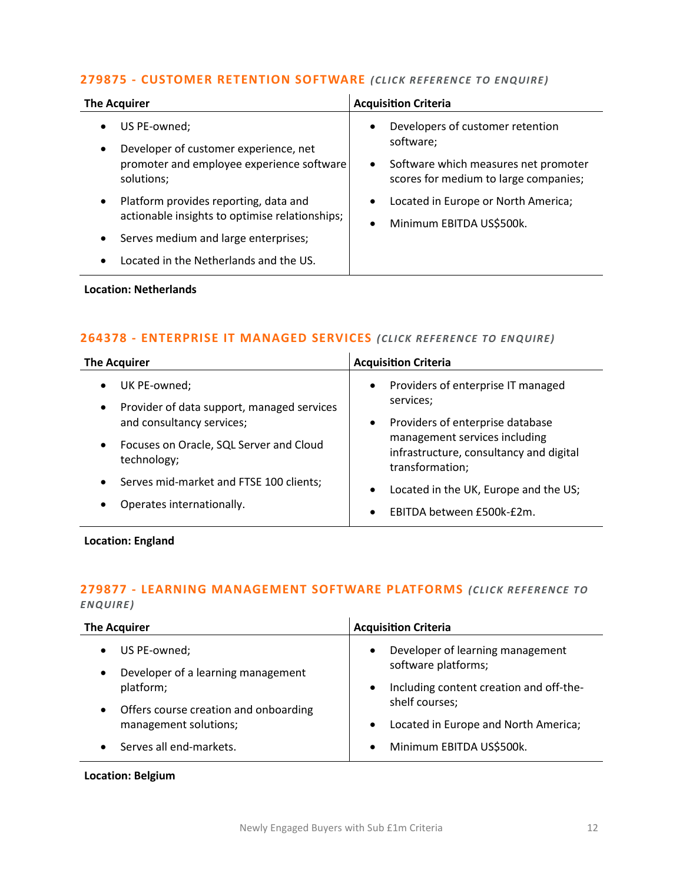### 279875 - CUSTOMER RETENTION SOFTWARE *(CLICK REFERENCE TO ENQUIRE)*

| The Acquirer | Acquisition Criteria |
| --- | --- |
| • US PE-owned;<br>• Developer of customer experience, net promoter and employee experience software solutions;<br>• Platform provides reporting, data and actionable insights to optimise relationships;<br>• Serves medium and large enterprises;<br>• Located in the Netherlands and the US. | • Developers of customer retention software;<br>• Software which measures net promoter scores for medium to large companies;<br>• Located in Europe or North America;<br>• Minimum EBITDA US$500k. |

**Location: Netherlands**

### 264378 - ENTERPRISE IT MANAGED SERVICES *(CLICK REFERENCE TO ENQUIRE)*

| The Acquirer | Acquisition Criteria |
| --- | --- |
| • UK PE-owned;<br>• Provider of data support, managed services and consultancy services;<br>• Focuses on Oracle, SQL Server and Cloud technology;<br>• Serves mid-market and FTSE 100 clients;<br>• Operates internationally. | • Providers of enterprise IT managed services;<br>• Providers of enterprise database management services including infrastructure, consultancy and digital transformation;<br>• Located in the UK, Europe and the US;<br>• EBITDA between £500k-£2m. |

**Location: England**

### 279877 - LEARNING MANAGEMENT SOFTWARE PLATFORMS *(CLICK REFERENCE TO ENQUIRE)*

| The Acquirer | Acquisition Criteria |
| --- | --- |
| • US PE-owned;<br>• Developer of a learning management platform;<br>• Offers course creation and onboarding management solutions;<br>• Serves all end-markets. | • Developer of learning management software platforms;<br>• Including content creation and off-the-shelf courses;<br>• Located in Europe and North America;<br>• Minimum EBITDA US$500k. |

**Location: Belgium**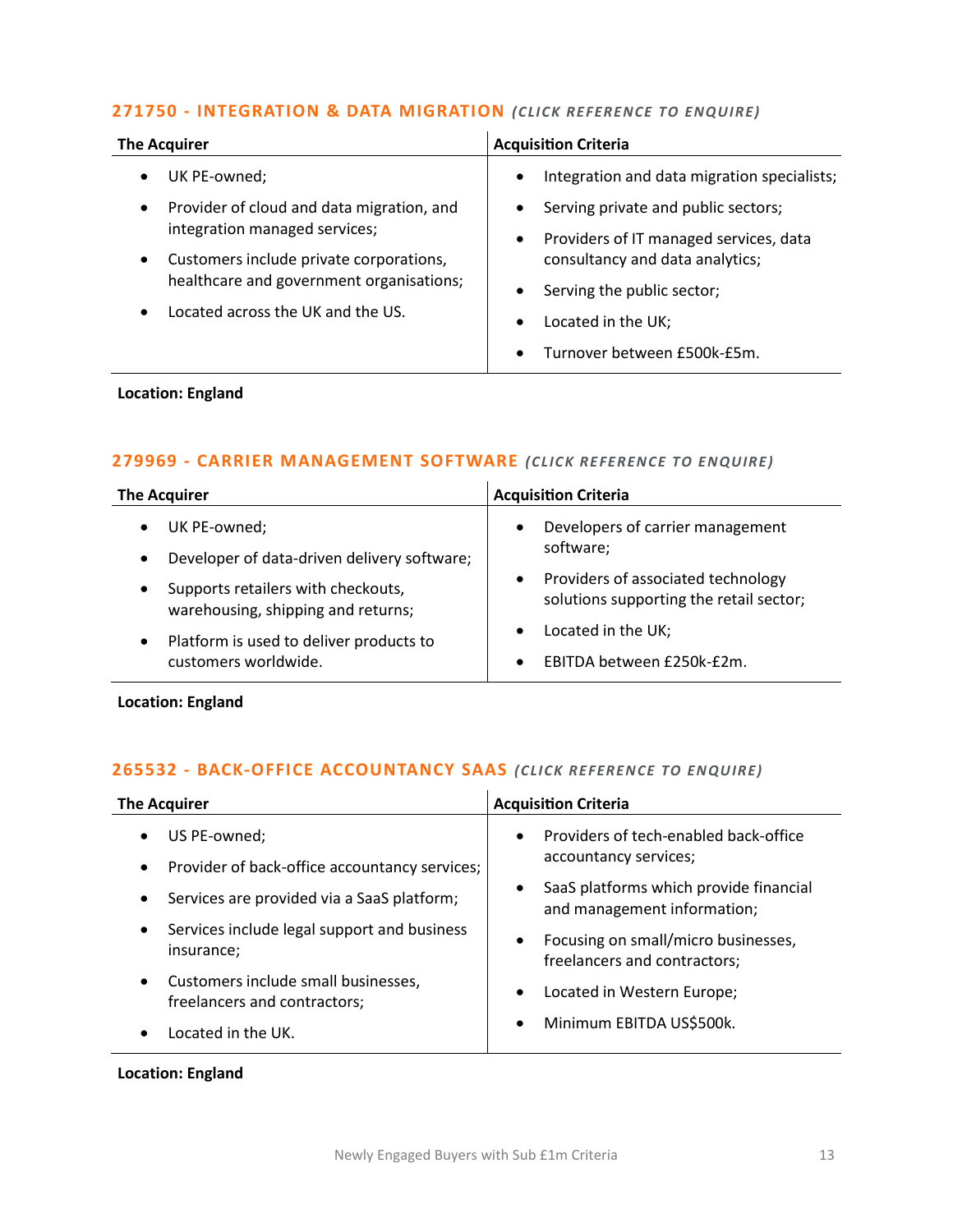### 271750 - INTEGRATION & DATA MIGRATION *(CLICK REFERENCE TO ENQUIRE)*

| The Acquirer | Acquisition Criteria |
|---|---|
| • UK PE-owned;<br>• Provider of cloud and data migration, and integration managed services;<br>• Customers include private corporations, healthcare and government organisations;<br>• Located across the UK and the US. | • Integration and data migration specialists;<br>• Serving private and public sectors;<br>• Providers of IT managed services, data consultancy and data analytics;<br>• Serving the public sector;<br>• Located in the UK;<br>• Turnover between £500k-£5m. |

**Location: England**

### 279969 - CARRIER MANAGEMENT SOFTWARE *(CLICK REFERENCE TO ENQUIRE)*

| The Acquirer | Acquisition Criteria |
|---|---|
| • UK PE-owned;<br>• Developer of data-driven delivery software;<br>• Supports retailers with checkouts, warehousing, shipping and returns;<br>• Platform is used to deliver products to customers worldwide. | • Developers of carrier management software;<br>• Providers of associated technology solutions supporting the retail sector;<br>• Located in the UK;<br>• EBITDA between £250k-£2m. |

**Location: England**

### 265532 - BACK-OFFICE ACCOUNTANCY SAAS *(CLICK REFERENCE TO ENQUIRE)*

| The Acquirer | Acquisition Criteria |
|---|---|
| • US PE-owned;<br>• Provider of back-office accountancy services;<br>• Services are provided via a SaaS platform;<br>• Services include legal support and business insurance;<br>• Customers include small businesses, freelancers and contractors;<br>• Located in the UK. | • Providers of tech-enabled back-office accountancy services;<br>• SaaS platforms which provide financial and management information;<br>• Focusing on small/micro businesses, freelancers and contractors;<br>• Located in Western Europe;<br>• Minimum EBITDA US$500k. |

**Location: England**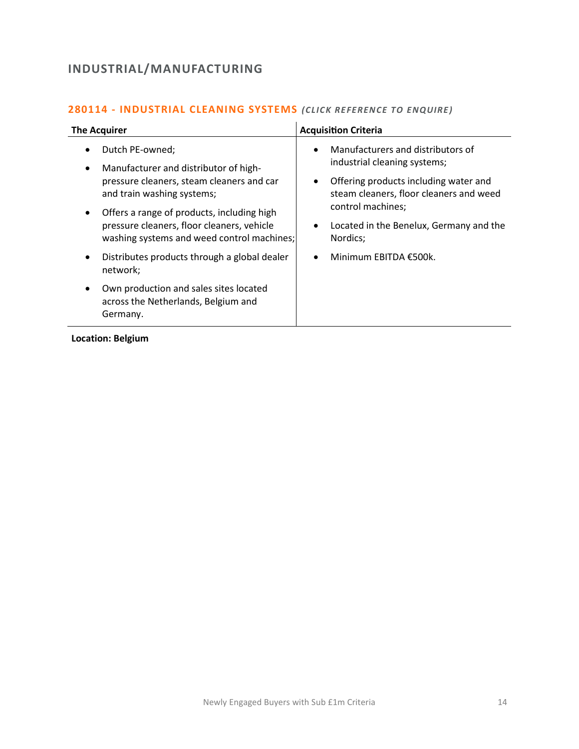## INDUSTRIAL/MANUFACTURING

### 280114 - INDUSTRIAL CLEANING SYSTEMS *(CLICK REFERENCE TO ENQUIRE)*

| The Acquirer | Acquisition Criteria |
|---|---|
| • Dutch PE-owned;<br>• Manufacturer and distributor of high-pressure cleaners, steam cleaners and car and train washing systems;<br>• Offers a range of products, including high pressure cleaners, floor cleaners, vehicle washing systems and weed control machines;<br>• Distributes products through a global dealer network;<br>• Own production and sales sites located across the Netherlands, Belgium and Germany. | • Manufacturers and distributors of industrial cleaning systems;<br>• Offering products including water and steam cleaners, floor cleaners and weed control machines;<br>• Located in the Benelux, Germany and the Nordics;<br>• Minimum EBITDA €500k. |

**Location: Belgium**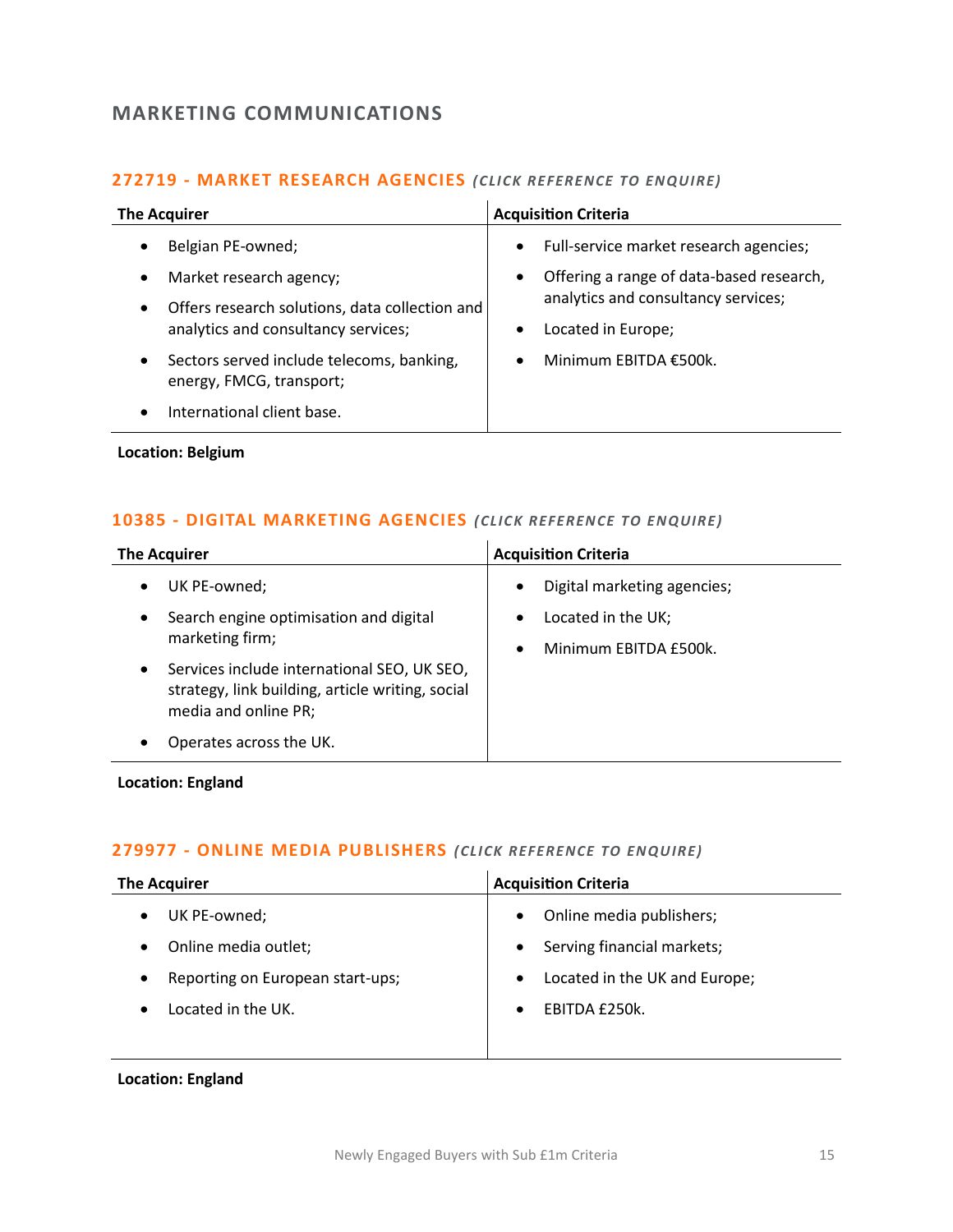## MARKETING COMMUNICATIONS

### 272719 - MARKET RESEARCH AGENCIES *(CLICK REFERENCE TO ENQUIRE)*

| The Acquirer | Acquisition Criteria |
| --- | --- |
| • Belgian PE-owned;<br>• Market research agency;<br>• Offers research solutions, data collection and analytics and consultancy services;<br>• Sectors served include telecoms, banking, energy, FMCG, transport;<br>• International client base. | • Full-service market research agencies;<br>• Offering a range of data-based research, analytics and consultancy services;<br>• Located in Europe;<br>• Minimum EBITDA €500k. |

**Location: Belgium**

### 10385 - DIGITAL MARKETING AGENCIES *(CLICK REFERENCE TO ENQUIRE)*

| The Acquirer | Acquisition Criteria |
| --- | --- |
| • UK PE-owned;<br>• Search engine optimisation and digital marketing firm;<br>• Services include international SEO, UK SEO, strategy, link building, article writing, social media and online PR;<br>• Operates across the UK. | • Digital marketing agencies;<br>• Located in the UK;<br>• Minimum EBITDA £500k. |

**Location: England**

### 279977 - ONLINE MEDIA PUBLISHERS *(CLICK REFERENCE TO ENQUIRE)*

| The Acquirer | Acquisition Criteria |
| --- | --- |
| • UK PE-owned;<br>• Online media outlet;<br>• Reporting on European start-ups;<br>• Located in the UK. | • Online media publishers;<br>• Serving financial markets;<br>• Located in the UK and Europe;<br>• EBITDA £250k. |

**Location: England**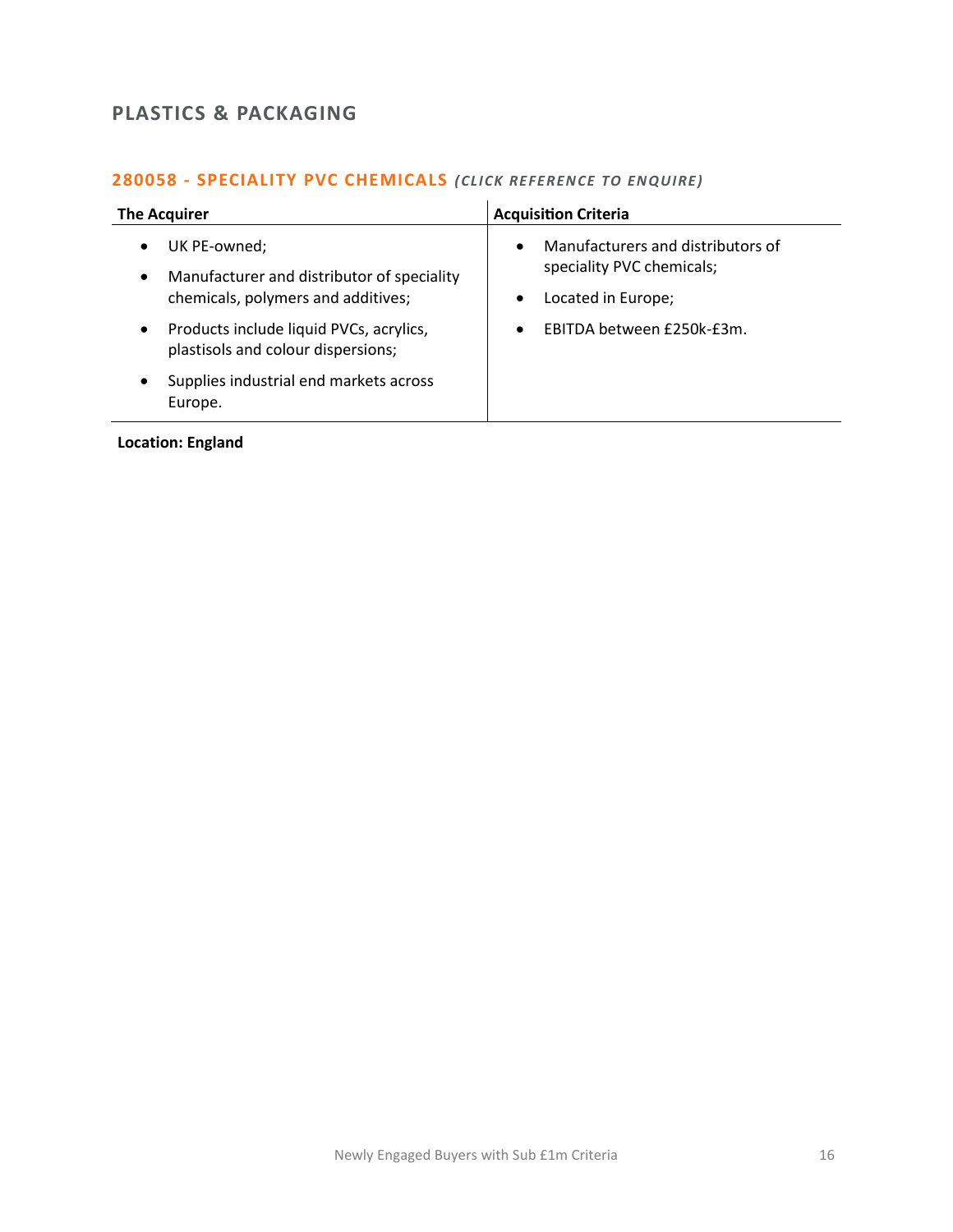## PLASTICS & PACKAGING

### 280058 - SPECIALITY PVC CHEMICALS *(CLICK REFERENCE TO ENQUIRE)*

| The Acquirer | Acquisition Criteria |
| --- | --- |
| • UK PE-owned;<br>• Manufacturer and distributor of speciality chemicals, polymers and additives;<br>• Products include liquid PVCs, acrylics, plastisols and colour dispersions;<br>• Supplies industrial end markets across Europe. | • Manufacturers and distributors of speciality PVC chemicals;<br>• Located in Europe;<br>• EBITDA between £250k-£3m. |

**Location: England**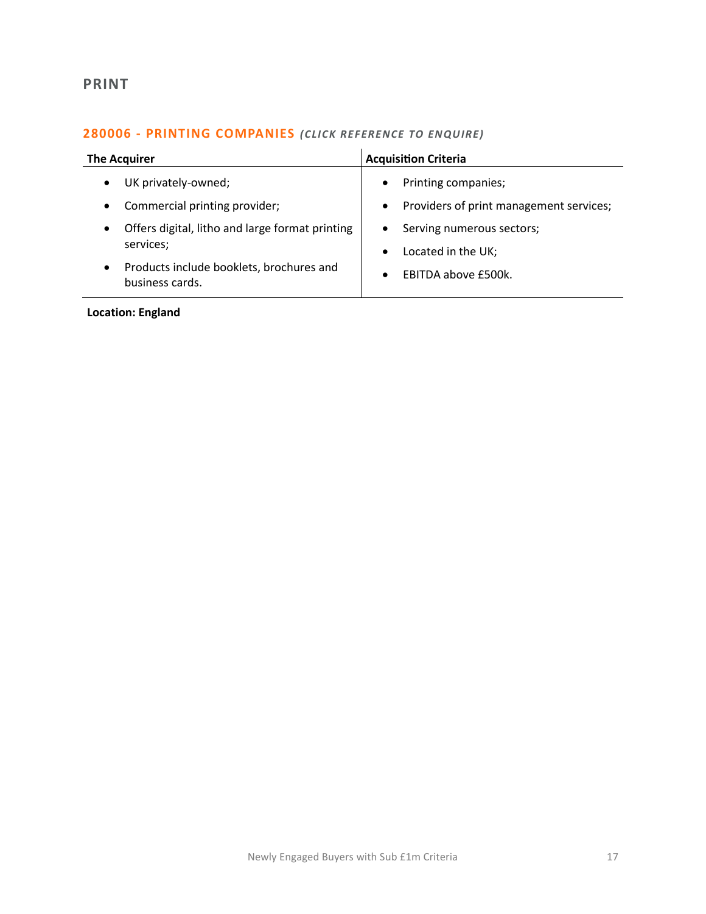## PRINT

### 280006 - PRINTING COMPANIES *(CLICK REFERENCE TO ENQUIRE)*

| The Acquirer | Acquisition Criteria |
|---|---|
| • UK privately-owned;<br>• Commercial printing provider;<br>• Offers digital, litho and large format printing services;<br>• Products include booklets, brochures and business cards. | • Printing companies;<br>• Providers of print management services;<br>• Serving numerous sectors;<br>• Located in the UK;<br>• EBITDA above £500k. |

**Location: England**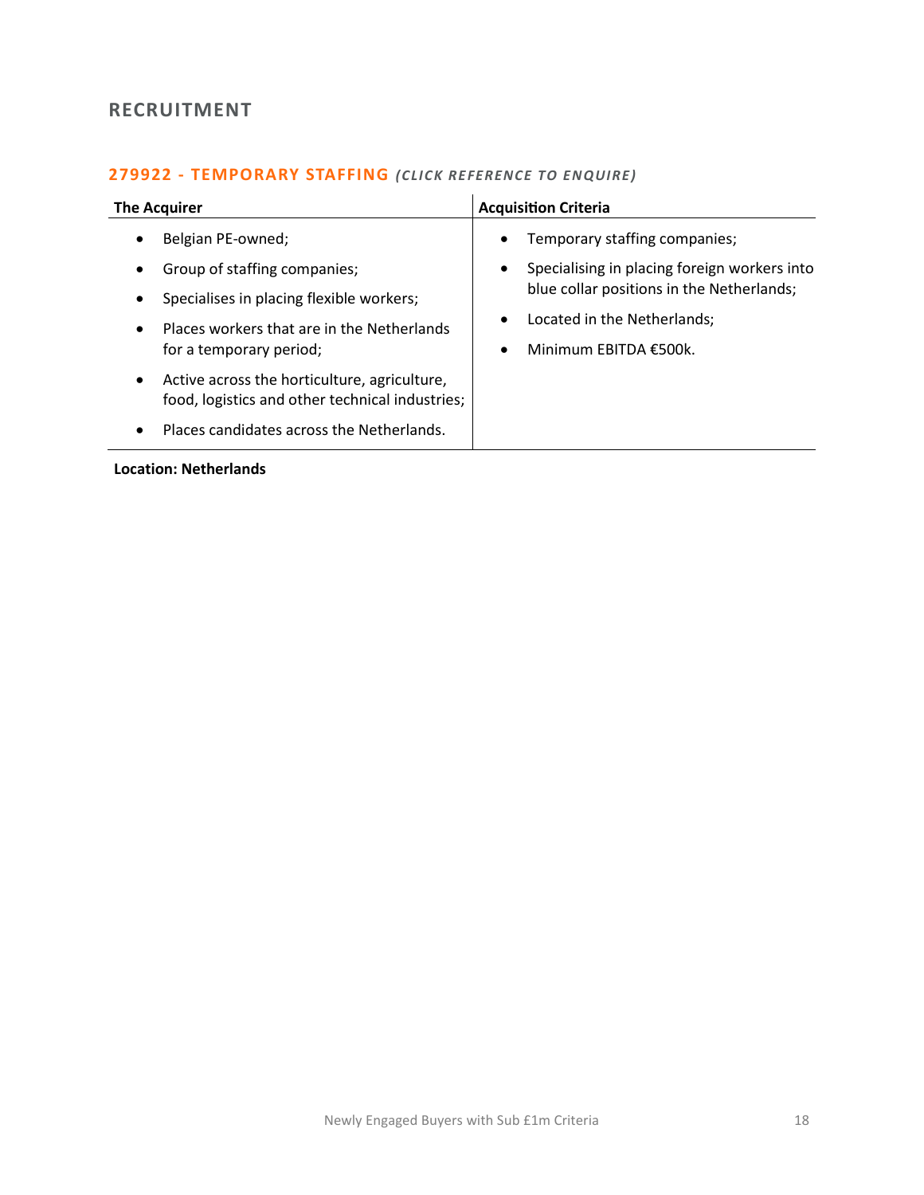## RECRUITMENT

### 279922 - TEMPORARY STAFFING *(CLICK REFERENCE TO ENQUIRE)*

| The Acquirer | Acquisition Criteria |
|---|---|
| • Belgian PE-owned;<br>• Group of staffing companies;<br>• Specialises in placing flexible workers;<br>• Places workers that are in the Netherlands for a temporary period;<br>• Active across the horticulture, agriculture, food, logistics and other technical industries;<br>• Places candidates across the Netherlands. | • Temporary staffing companies;<br>• Specialising in placing foreign workers into blue collar positions in the Netherlands;<br>• Located in the Netherlands;<br>• Minimum EBITDA €500k. |

**Location: Netherlands**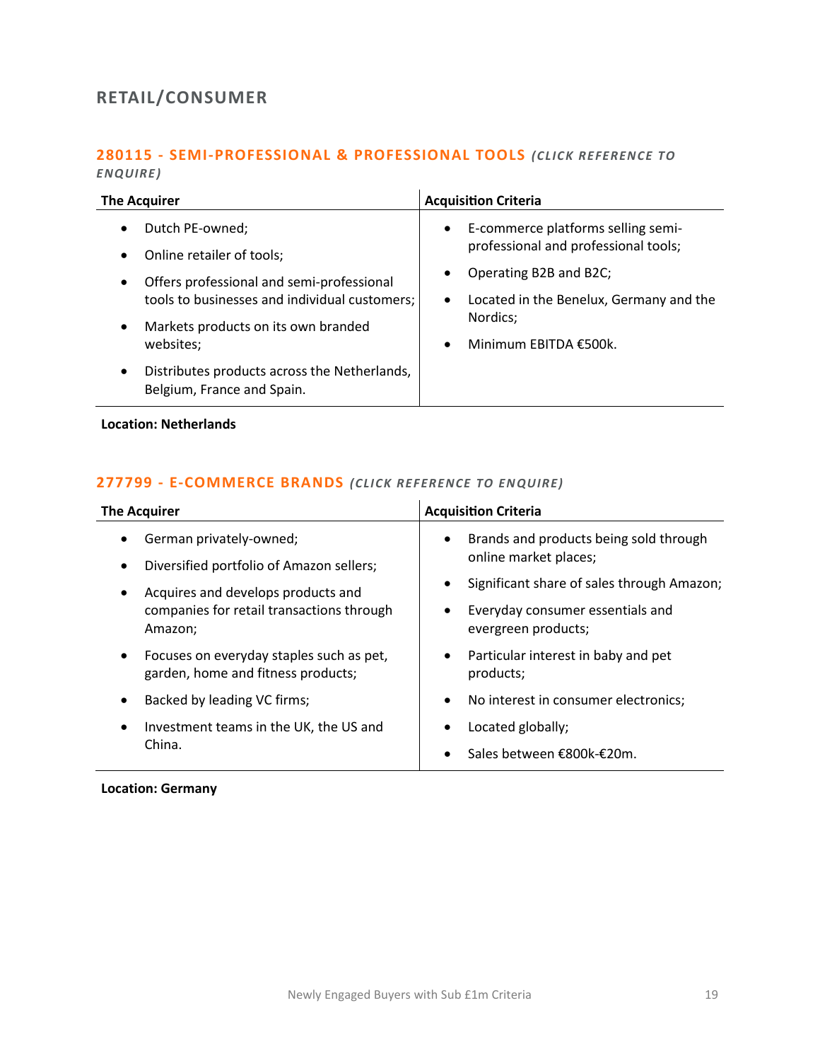# RETAIL/CONSUMER

## 280115 - SEMI-PROFESSIONAL & PROFESSIONAL TOOLS *(CLICK REFERENCE TO ENQUIRE)*

| The Acquirer | Acquisition Criteria |
|---|---|
| • Dutch PE-owned;<br>• Online retailer of tools;<br>• Offers professional and semi-professional tools to businesses and individual customers;<br>• Markets products on its own branded websites;<br>• Distributes products across the Netherlands, Belgium, France and Spain. | • E-commerce platforms selling semi-professional and professional tools;<br>• Operating B2B and B2C;<br>• Located in the Benelux, Germany and the Nordics;<br>• Minimum EBITDA €500k. |

**Location: Netherlands**

## 277799 - E-COMMERCE BRANDS *(CLICK REFERENCE TO ENQUIRE)*

| The Acquirer | Acquisition Criteria |
|---|---|
| • German privately-owned;<br>• Diversified portfolio of Amazon sellers;<br>• Acquires and develops products and companies for retail transactions through Amazon;<br>• Focuses on everyday staples such as pet, garden, home and fitness products;<br>• Backed by leading VC firms;<br>• Investment teams in the UK, the US and China. | • Brands and products being sold through online market places;<br>• Significant share of sales through Amazon;<br>• Everyday consumer essentials and evergreen products;<br>• Particular interest in baby and pet products;<br>• No interest in consumer electronics;<br>• Located globally;<br>• Sales between €800k-€20m. |

**Location: Germany**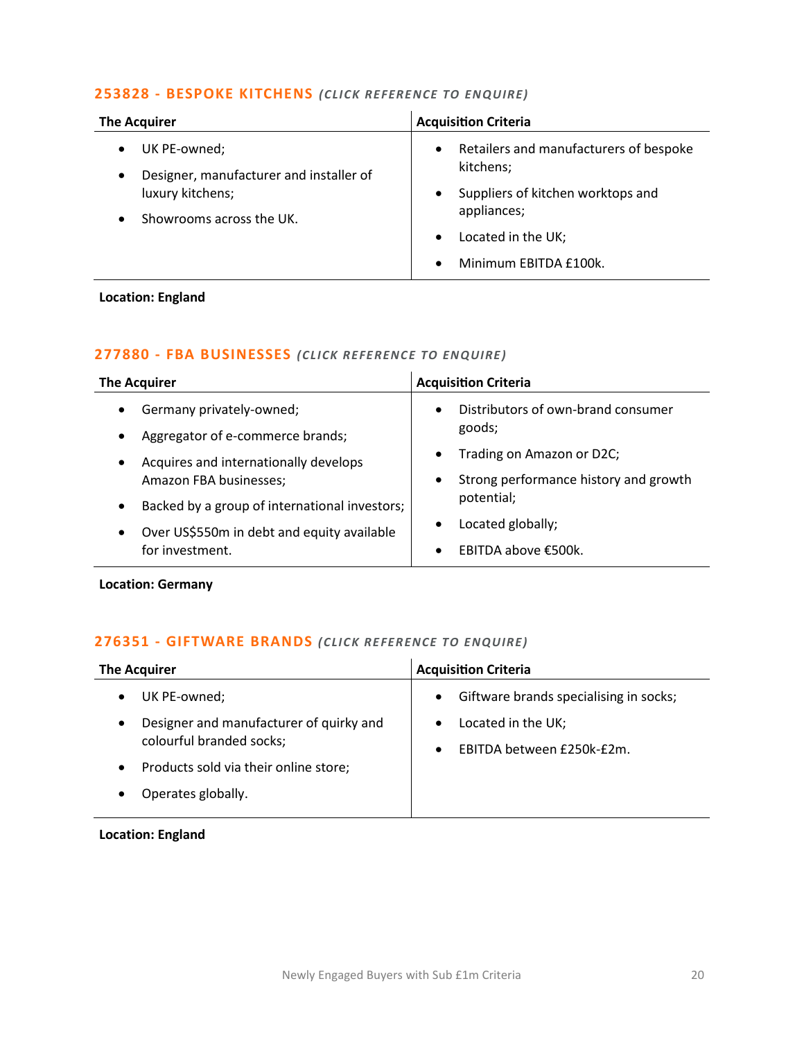### 253828 - BESPOKE KITCHENS *(CLICK REFERENCE TO ENQUIRE)*

| The Acquirer | Acquisition Criteria |
|---|---|
| • UK PE-owned;<br>• Designer, manufacturer and installer of luxury kitchens;<br>• Showrooms across the UK. | • Retailers and manufacturers of bespoke kitchens;<br>• Suppliers of kitchen worktops and appliances;<br>• Located in the UK;<br>• Minimum EBITDA £100k. |

**Location: England**

### 277880 - FBA BUSINESSES *(CLICK REFERENCE TO ENQUIRE)*

| The Acquirer | Acquisition Criteria |
|---|---|
| • Germany privately-owned;<br>• Aggregator of e-commerce brands;<br>• Acquires and internationally develops Amazon FBA businesses;<br>• Backed by a group of international investors;<br>• Over US$550m in debt and equity available for investment. | • Distributors of own-brand consumer goods;<br>• Trading on Amazon or D2C;<br>• Strong performance history and growth potential;<br>• Located globally;<br>• EBITDA above €500k. |

**Location: Germany**

### 276351 - GIFTWARE BRANDS *(CLICK REFERENCE TO ENQUIRE)*

| The Acquirer | Acquisition Criteria |
|---|---|
| • UK PE-owned;<br>• Designer and manufacturer of quirky and colourful branded socks;<br>• Products sold via their online store;<br>• Operates globally. | • Giftware brands specialising in socks;<br>• Located in the UK;<br>• EBITDA between £250k-£2m. |

**Location: England**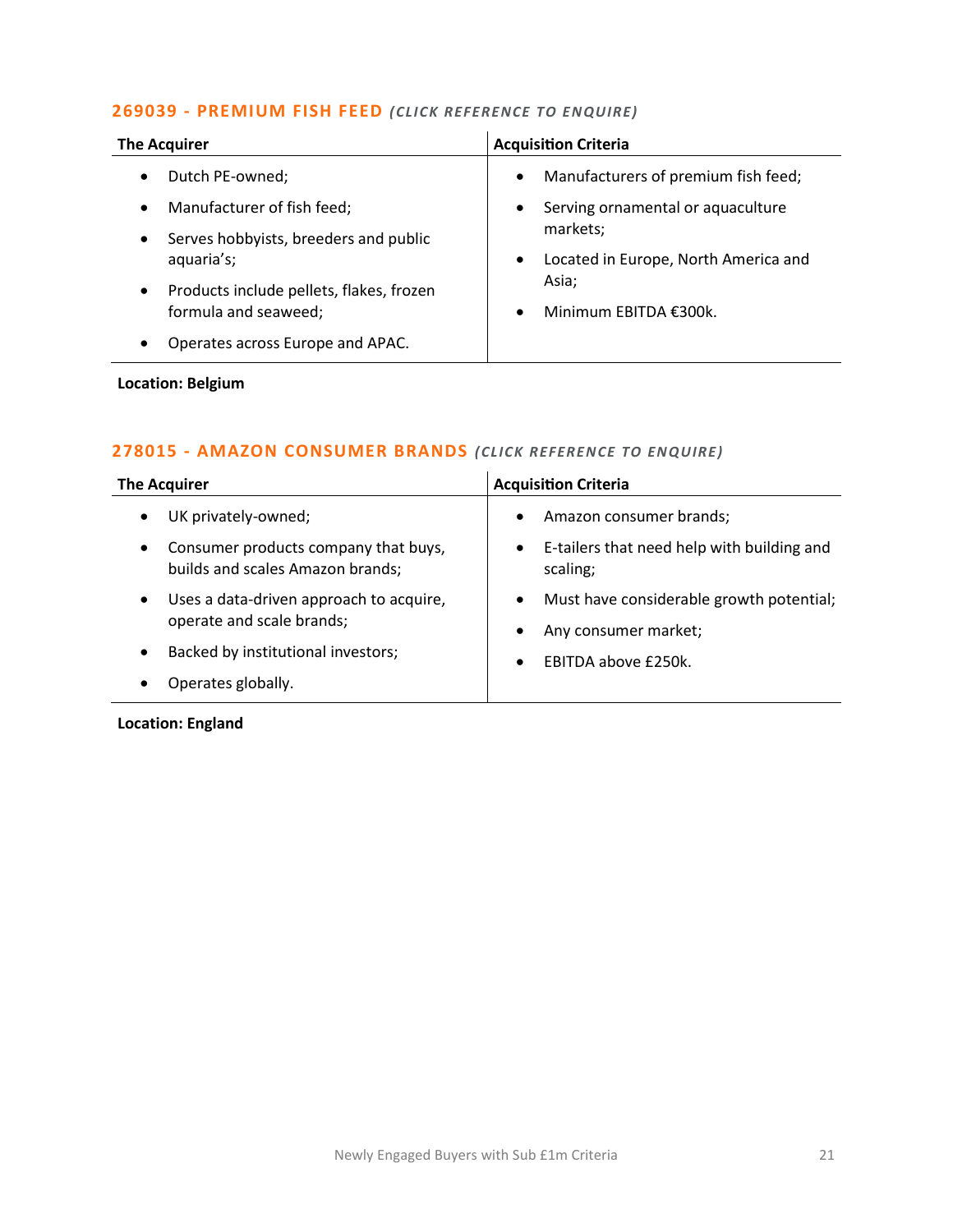### 269039 - PREMIUM FISH FEED *(CLICK REFERENCE TO ENQUIRE)*

| The Acquirer | Acquisition Criteria |
| --- | --- |
| • Dutch PE-owned;<br>• Manufacturer of fish feed;<br>• Serves hobbyists, breeders and public aquaria's;<br>• Products include pellets, flakes, frozen formula and seaweed;<br>• Operates across Europe and APAC. | • Manufacturers of premium fish feed;<br>• Serving ornamental or aquaculture markets;<br>• Located in Europe, North America and Asia;<br>• Minimum EBITDA €300k. |

**Location: Belgium**

### 278015 - AMAZON CONSUMER BRANDS *(CLICK REFERENCE TO ENQUIRE)*

| The Acquirer | Acquisition Criteria |
| --- | --- |
| • UK privately-owned;<br>• Consumer products company that buys, builds and scales Amazon brands;<br>• Uses a data-driven approach to acquire, operate and scale brands;<br>• Backed by institutional investors;<br>• Operates globally. | • Amazon consumer brands;<br>• E-tailers that need help with building and scaling;<br>• Must have considerable growth potential;<br>• Any consumer market;<br>• EBITDA above £250k. |

**Location: England**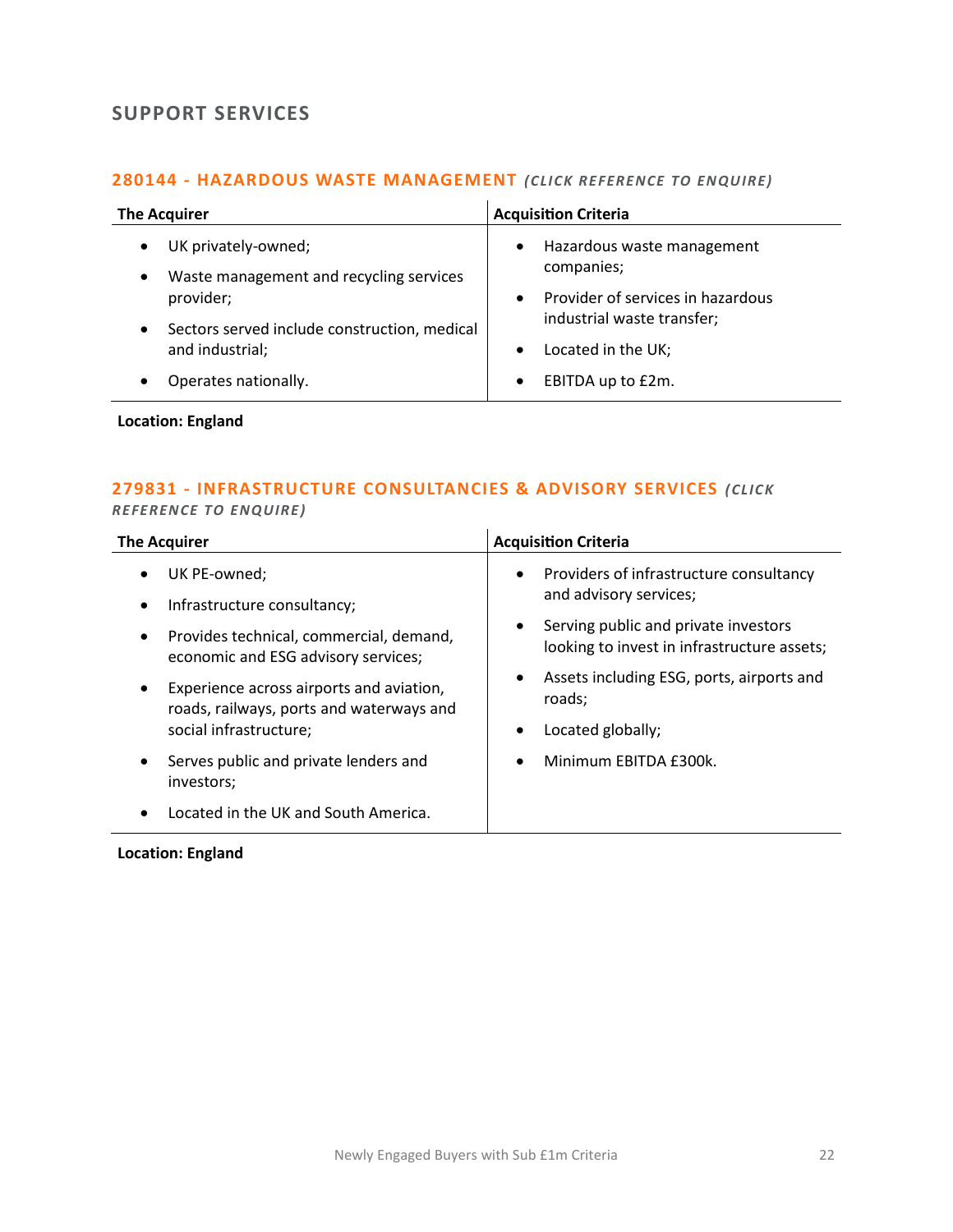## SUPPORT SERVICES

### 280144 - HAZARDOUS WASTE MANAGEMENT *(CLICK REFERENCE TO ENQUIRE)*

| The Acquirer | Acquisition Criteria |
|---|---|
| • UK privately-owned;<br>• Waste management and recycling services provider;<br>• Sectors served include construction, medical and industrial;<br>• Operates nationally. | • Hazardous waste management companies;<br>• Provider of services in hazardous industrial waste transfer;<br>• Located in the UK;<br>• EBITDA up to £2m. |

**Location: England**

### 279831 - INFRASTRUCTURE CONSULTANCIES & ADVISORY SERVICES *(CLICK REFERENCE TO ENQUIRE)*

| The Acquirer | Acquisition Criteria |
|---|---|
| • UK PE-owned;<br>• Infrastructure consultancy;<br>• Provides technical, commercial, demand, economic and ESG advisory services;<br>• Experience across airports and aviation, roads, railways, ports and waterways and social infrastructure;<br>• Serves public and private lenders and investors;<br>• Located in the UK and South America. | • Providers of infrastructure consultancy and advisory services;<br>• Serving public and private investors looking to invest in infrastructure assets;<br>• Assets including ESG, ports, airports and roads;<br>• Located globally;<br>• Minimum EBITDA £300k. |

**Location: England**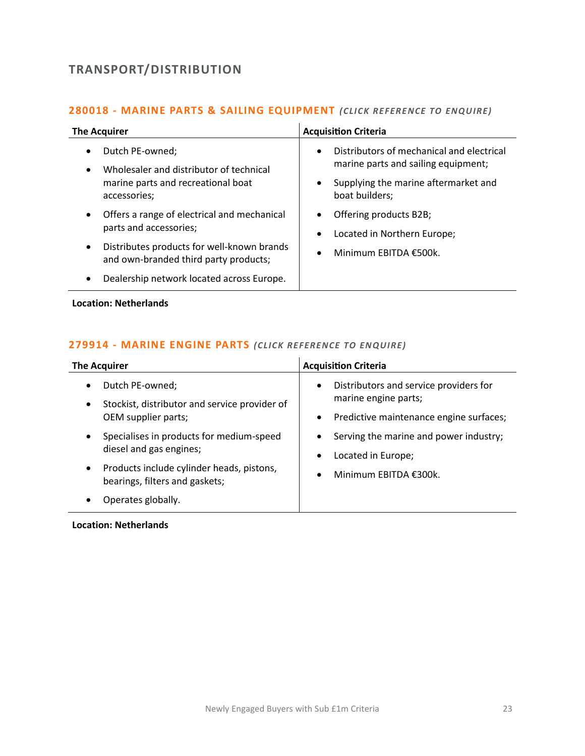## TRANSPORT/DISTRIBUTION

### 280018 - MARINE PARTS & SAILING EQUIPMENT *(CLICK REFERENCE TO ENQUIRE)*

| The Acquirer | Acquisition Criteria |
|---|---|
| • Dutch PE-owned;<br>• Wholesaler and distributor of technical marine parts and recreational boat accessories;<br>• Offers a range of electrical and mechanical parts and accessories;<br>• Distributes products for well-known brands and own-branded third party products;<br>• Dealership network located across Europe. | • Distributors of mechanical and electrical marine parts and sailing equipment;<br>• Supplying the marine aftermarket and boat builders;<br>• Offering products B2B;<br>• Located in Northern Europe;<br>• Minimum EBITDA €500k. |

**Location: Netherlands**

### 279914 - MARINE ENGINE PARTS *(CLICK REFERENCE TO ENQUIRE)*

| The Acquirer | Acquisition Criteria |
|---|---|
| • Dutch PE-owned;<br>• Stockist, distributor and service provider of OEM supplier parts;<br>• Specialises in products for medium-speed diesel and gas engines;<br>• Products include cylinder heads, pistons, bearings, filters and gaskets;<br>• Operates globally. | • Distributors and service providers for marine engine parts;<br>• Predictive maintenance engine surfaces;<br>• Serving the marine and power industry;<br>• Located in Europe;<br>• Minimum EBITDA €300k. |

**Location: Netherlands**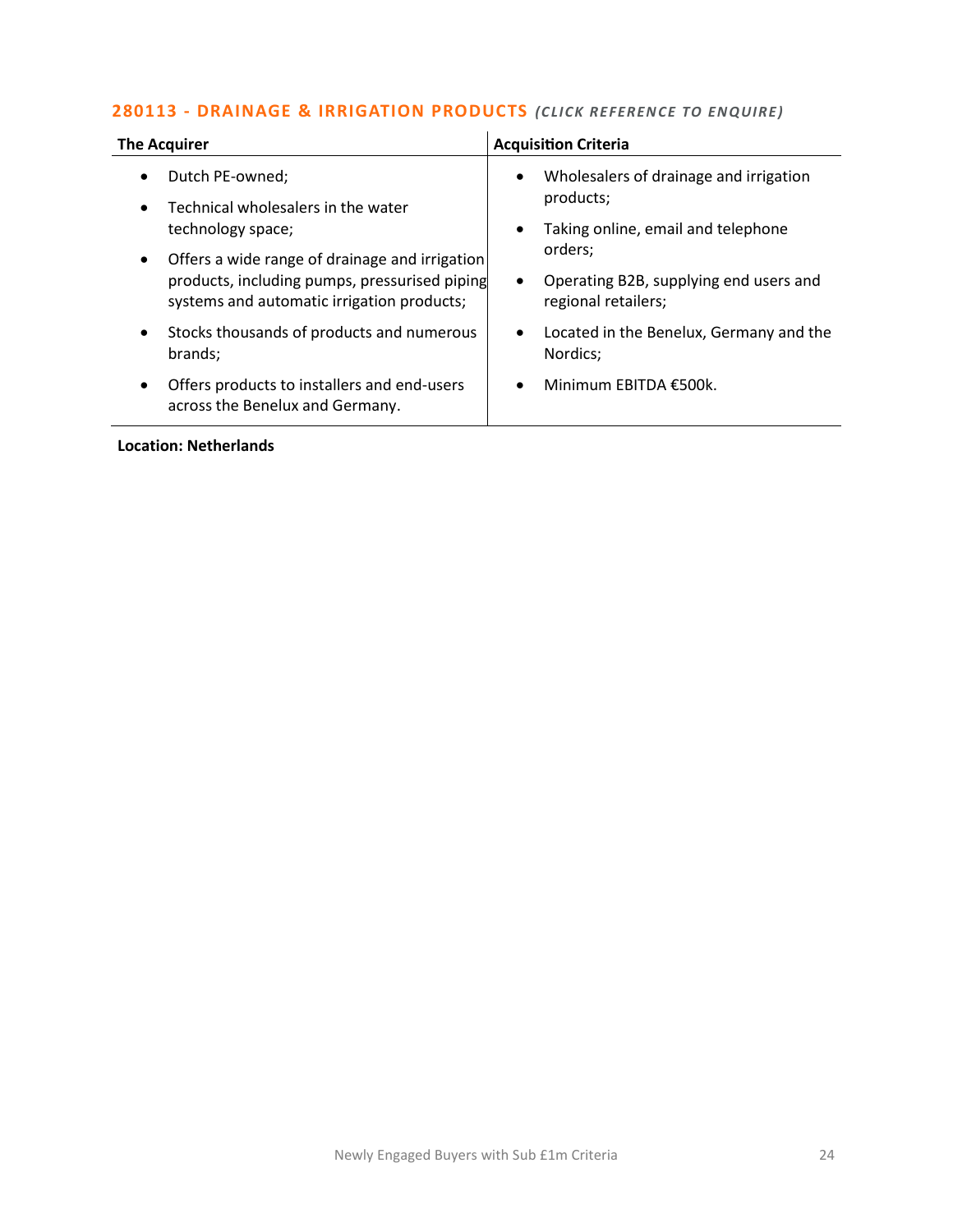## 280113 - DRAINAGE & IRRIGATION PRODUCTS *(CLICK REFERENCE TO ENQUIRE)*

| The Acquirer | Acquisition Criteria |
|---|---|
| • Dutch PE-owned;<br>• Technical wholesalers in the water technology space;<br>• Offers a wide range of drainage and irrigation products, including pumps, pressurised piping systems and automatic irrigation products;<br>• Stocks thousands of products and numerous brands;<br>• Offers products to installers and end-users across the Benelux and Germany. | • Wholesalers of drainage and irrigation products;<br>• Taking online, email and telephone orders;<br>• Operating B2B, supplying end users and regional retailers;<br>• Located in the Benelux, Germany and the Nordics;<br>• Minimum EBITDA €500k. |

**Location: Netherlands**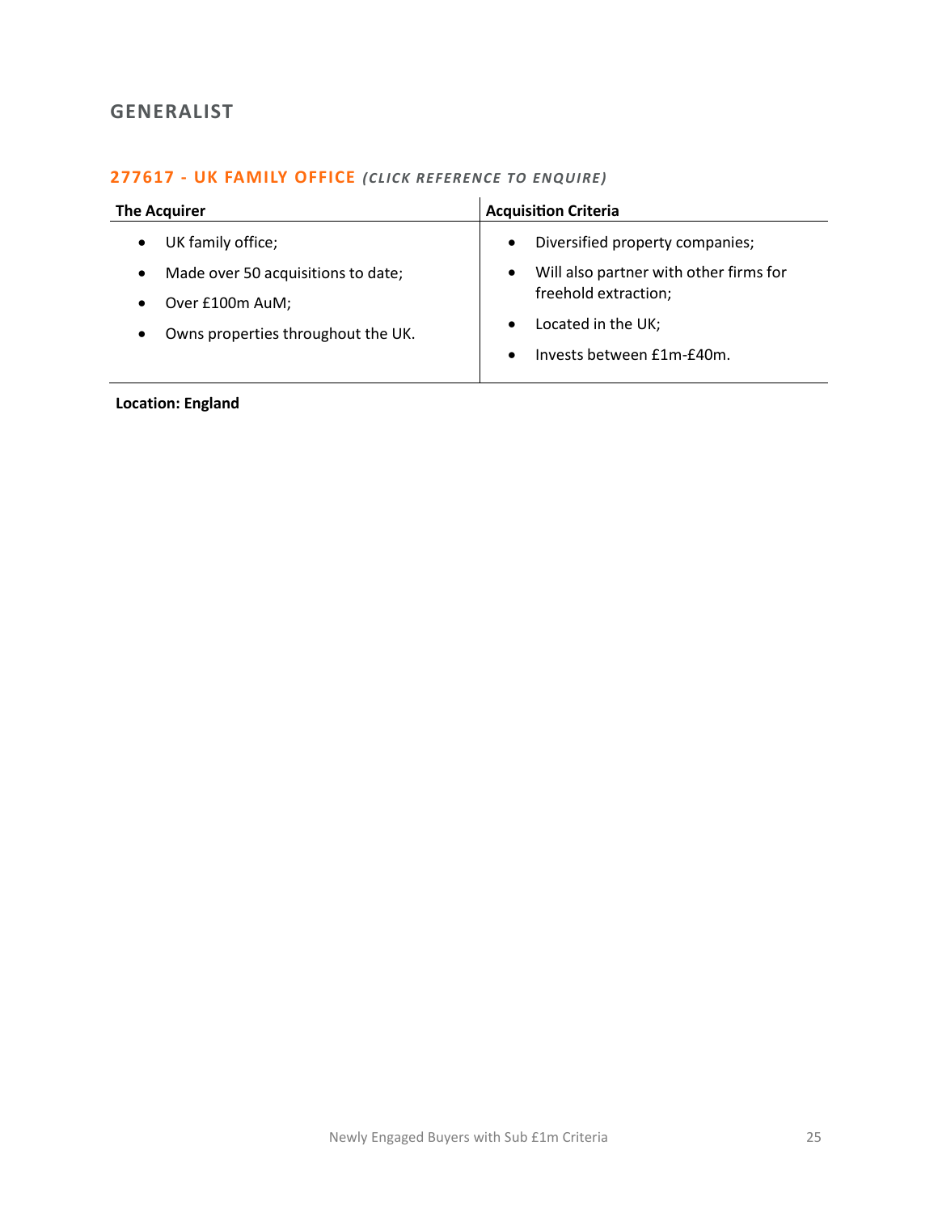## GENERALIST

### 277617 - UK FAMILY OFFICE *(CLICK REFERENCE TO ENQUIRE)*

| The Acquirer | Acquisition Criteria |
|---|---|
| • UK family office;<br>• Made over 50 acquisitions to date;<br>• Over £100m AuM;<br>• Owns properties throughout the UK. | • Diversified property companies;<br>• Will also partner with other firms for freehold extraction;<br>• Located in the UK;<br>• Invests between £1m-£40m. |

**Location: England**